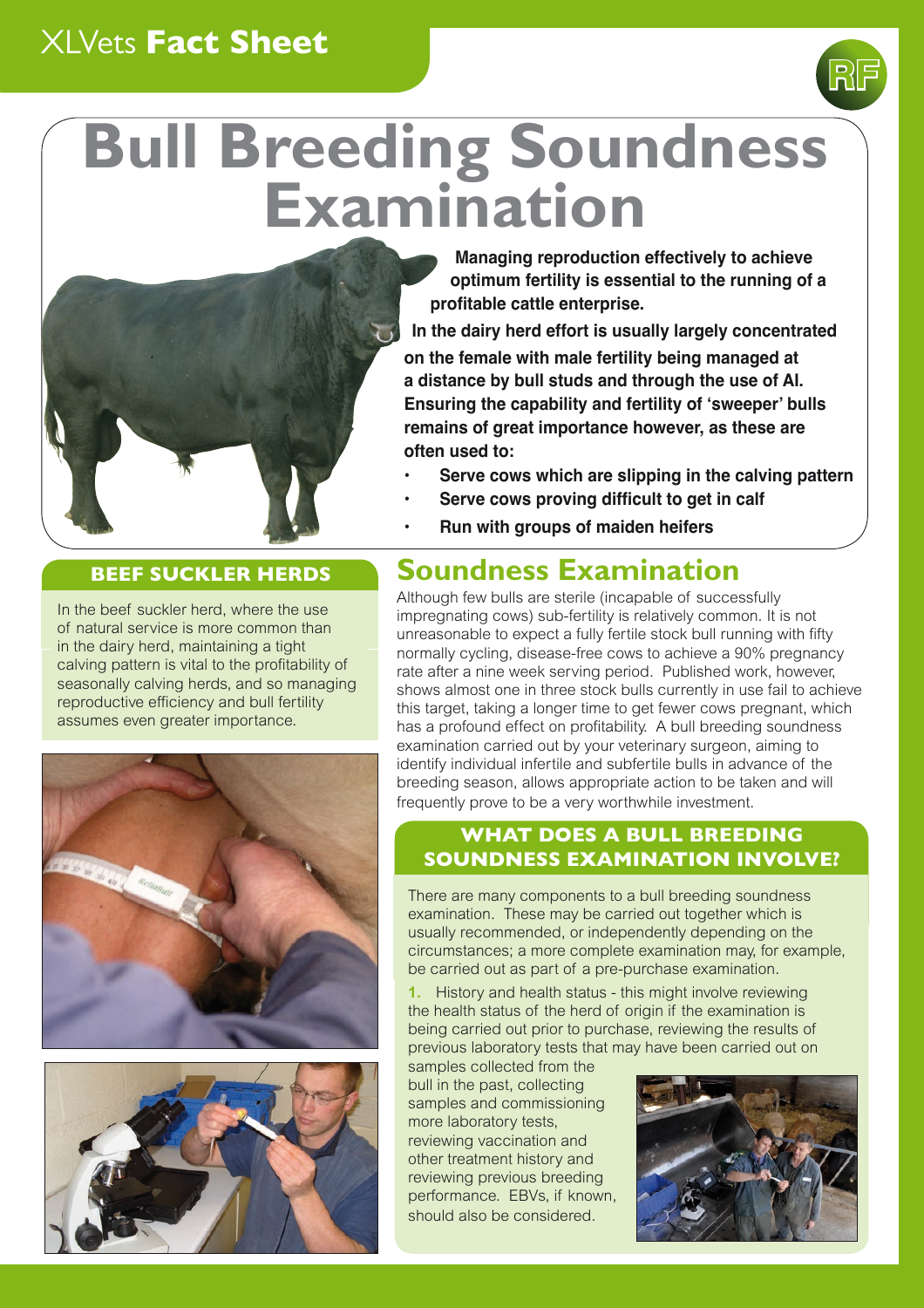XLVets **Fact Sheet**

# Bull Breeding Soundness Examination

**Managing reproduction effectively to achieve optimum fertility is essential to the running of a profitable cattle enterprise.**

**In the dairy herd effort is usually largely concentrated on the female with male fertility being managed at a distance by bull studs and through the use of AI. Ensuring the capability and fertility of 'sweeper' bulls remains of great importance however, as these are often used to:**

- **Serve cows which are slipping in the calving pattern**
- **Serve cows proving difficult to get in calf**
- **Run with groups of maiden heifers**

### BEEF SUCKLER HERDS

In the beef suckler herd, where the use of natural service is more common than in the dairy herd, maintaining a tight calving pattern is vital to the profitability of seasonally calving herds, and so managing reproductive efficiency and bull fertility assumes even greater importance.

## Soundness Examination

Although few bulls are sterile (incapable of successfully impregnating cows) sub-fertility is relatively common. It is not unreasonable to expect a fully fertile stock bull running with fifty normally cycling, disease-free cows to achieve a 90% pregnancy rate after a nine week serving period. Published work, however, shows almost one in three stock bulls currently in use fail to achieve this target, taking a longer time to get fewer cows pregnant, which has a profound effect on profitability. A bull breeding soundness examination carried out by your veterinary surgeon, aiming to identify individual infertile and subfertile bulls in advance of the breeding season, allows appropriate action to be taken and will frequently prove to be a very worthwhile investment.

### WHAT DOES A BULL BREEDING SOUNDNESS EXAMINATION INVOLVE?

There are many components to a bull breeding soundness examination. These may be carried out together which is usually recommended, or independently depending on the circumstances; a more complete examination may, for example, be carried out as part of a pre-purchase examination.

**1.** History and health status - this might involve reviewing the health status of the herd of origin if the examination is being carried out prior to purchase, reviewing the results of previous laboratory tests that may have been carried out on samples collected from the bull in the past, collecting samples and commissioning more laboratory tests, reviewing vaccination and other treatment history and reviewing previous breeding performance. EBVs, if known, should also be considered.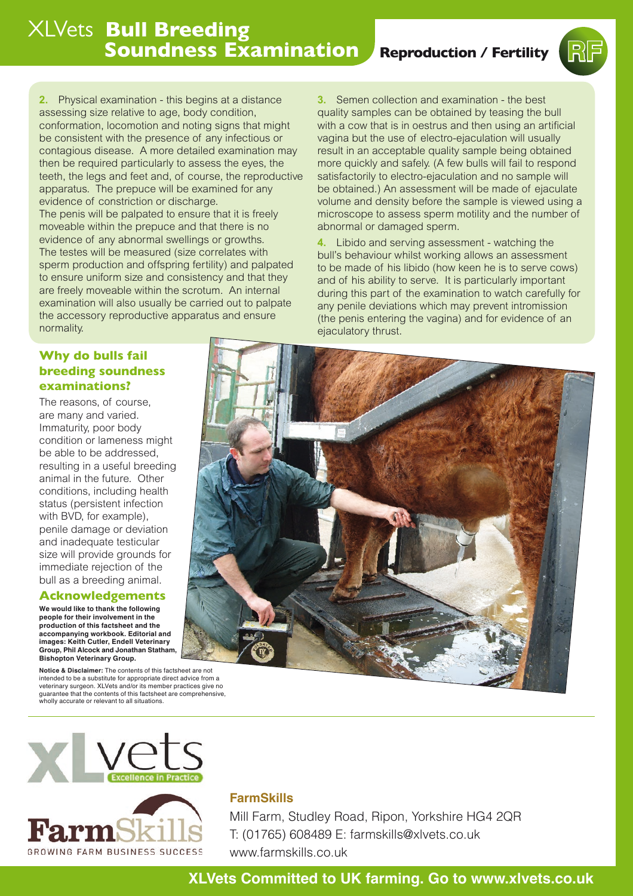**2.** Physical examination - this begins at a distance assessing size relative to age, body condition, conformation, locomotion and noting signs that might be consistent with the presence of any infectious or contagious disease. A more detailed examination may then be required particularly to assess the eyes, the teeth, the legs and feet and, of course, the reproductive apparatus. The prepuce will be examined for any evidence of constriction or discharge.

The penis will be palpated to ensure that it is freely moveable within the prepuce and that there is no evidence of any abnormal swellings or growths. The testes will be measured (size correlates with sperm production and offspring fertility) and palpated to ensure uniform size and consistency and that they are freely moveable within the scrotum. An internal examination will also usually be carried out to palpate the accessory reproductive apparatus and ensure normality.

**3.** Semen collection and examination - the best quality samples can be obtained by teasing the bull with a cow that is in oestrus and then using an artificial vagina but the use of electro-ejaculation will usually result in an acceptable quality sample being obtained more quickly and safely. (A few bulls will fail to respond satisfactorily to electro-ejaculation and no sample will be obtained.) An assessment will be made of ejaculate volume and density before the sample is viewed using a microscope to assess sperm motility and the number of abnormal or damaged sperm.

**4.** Libido and serving assessment - watching the bull's behaviour whilst working allows an assessment to be made of his libido (how keen he is to serve cows) and of his ability to serve. It is particularly important during this part of the examination to watch carefully for any penile deviations which may prevent intromission (the penis entering the vagina) and for evidence of an ejaculatory thrust.

## Why do bulls fail breeding soundness examinations?

The reasons, of course, are many and varied. Immaturity, poor body condition or lameness might be able to be addressed, resulting in a useful breeding animal in the future. Other conditions, including health status (persistent infection with BVD, for example), penile damage or deviation and inadequate testicular size will provide grounds for immediate rejection of the bull as a breeding animal.

## Acknowledgements

**We would like to thank the following people for their involvement in the production of this factsheet and the accompanying workbook. Editorial and images: Keith Cutler, Endell Veterinary Group, Phil Alcock and Jonathan Statham, Bishopton Veterinary Group.**

**Notice & Disclaimer:** The contents of this factsheet are not intended to be a substitute for appropriate direct advice from a veterinary surgeon. XLVets and/or its member practices give no guarantee that the contents of this factsheet are comprehensive, wholly accurate or relevant to all situations.

**FarmSkills**

Mill Farm, Studley Road, Ripon, Yorkshire HG4 2QR
T: (01765) 608489 E: farmskills@xlvets.co.uk
www.farmskills.co.uk

**XLVets Committed to UK farming. Go to www.xlvets.co.uk**